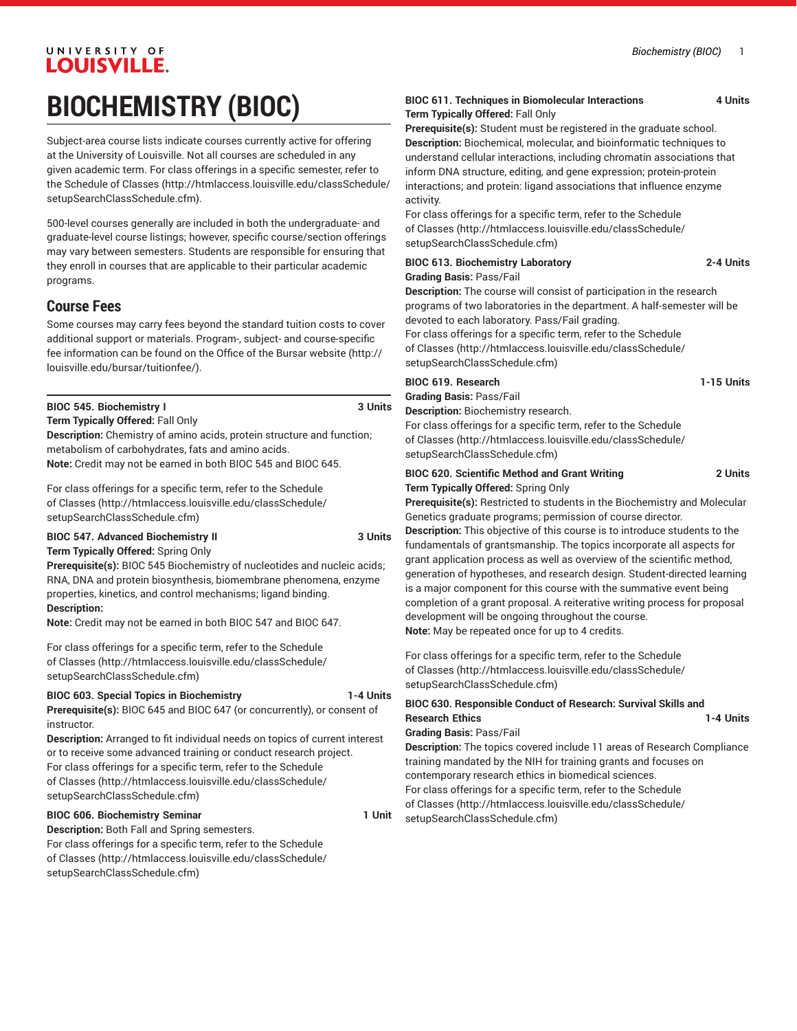# BIOCHEMISTRY (BIOC)

Subject-area course lists indicate courses currently active for offering at the University of Louisville. Not all courses are scheduled in any given academic term. For class offerings in a specific semester, refer to the Schedule of Classes (http://htmlaccess.louisville.edu/classSchedule/setupSearchClassSchedule.cfm).

500-level courses generally are included in both the undergraduate- and graduate-level course listings; however, specific course/section offerings may vary between semesters. Students are responsible for ensuring that they enroll in courses that are applicable to their particular academic programs.

## Course Fees

Some courses may carry fees beyond the standard tuition costs to cover additional support or materials. Program-, subject- and course-specific fee information can be found on the Office of the Bursar website (http://louisville.edu/bursar/tuitionfee/).

**BIOC 545. Biochemistry I** **3 Units**
**Term Typically Offered:** Fall Only
**Description:** Chemistry of amino acids, protein structure and function; metabolism of carbohydrates, fats and amino acids.
**Note:** Credit may not be earned in both BIOC 545 and BIOC 645.

For class offerings for a specific term, refer to the Schedule of Classes (http://htmlaccess.louisville.edu/classSchedule/setupSearchClassSchedule.cfm)

**BIOC 547. Advanced Biochemistry II** **3 Units**
**Term Typically Offered:** Spring Only
**Prerequisite(s):** BIOC 545 Biochemistry of nucleotides and nucleic acids; RNA, DNA and protein biosynthesis, biomembrane phenomena, enzyme properties, kinetics, and control mechanisms; ligand binding.
**Description:**
**Note:** Credit may not be earned in both BIOC 547 and BIOC 647.

For class offerings for a specific term, refer to the Schedule of Classes (http://htmlaccess.louisville.edu/classSchedule/setupSearchClassSchedule.cfm)

**BIOC 603. Special Topics in Biochemistry** **1-4 Units**
**Prerequisite(s):** BIOC 645 and BIOC 647 (or concurrently), or consent of instructor.
**Description:** Arranged to fit individual needs on topics of current interest or to receive some advanced training or conduct research project.
For class offerings for a specific term, refer to the Schedule of Classes (http://htmlaccess.louisville.edu/classSchedule/setupSearchClassSchedule.cfm)

**BIOC 606. Biochemistry Seminar** **1 Unit**
**Description:** Both Fall and Spring semesters.
For class offerings for a specific term, refer to the Schedule of Classes (http://htmlaccess.louisville.edu/classSchedule/setupSearchClassSchedule.cfm)

**BIOC 611. Techniques in Biomolecular Interactions** **4 Units**
**Term Typically Offered:** Fall Only
**Prerequisite(s):** Student must be registered in the graduate school.
**Description:** Biochemical, molecular, and bioinformatic techniques to understand cellular interactions, including chromatin associations that inform DNA structure, editing, and gene expression; protein-protein interactions; and protein: ligand associations that influence enzyme activity.
For class offerings for a specific term, refer to the Schedule of Classes (http://htmlaccess.louisville.edu/classSchedule/setupSearchClassSchedule.cfm)

**BIOC 613. Biochemistry Laboratory** **2-4 Units**
**Grading Basis:** Pass/Fail
**Description:** The course will consist of participation in the research programs of two laboratories in the department. A half-semester will be devoted to each laboratory. Pass/Fail grading.
For class offerings for a specific term, refer to the Schedule of Classes (http://htmlaccess.louisville.edu/classSchedule/setupSearchClassSchedule.cfm)

**BIOC 619. Research** **1-15 Units**
**Grading Basis:** Pass/Fail
**Description:** Biochemistry research.
For class offerings for a specific term, refer to the Schedule of Classes (http://htmlaccess.louisville.edu/classSchedule/setupSearchClassSchedule.cfm)

**BIOC 620. Scientific Method and Grant Writing** **2 Units**
**Term Typically Offered:** Spring Only
**Prerequisite(s):** Restricted to students in the Biochemistry and Molecular Genetics graduate programs; permission of course director.
**Description:** This objective of this course is to introduce students to the fundamentals of grantsmanship. The topics incorporate all aspects for grant application process as well as overview of the scientific method, generation of hypotheses, and research design. Student-directed learning is a major component for this course with the summative event being completion of a grant proposal. A reiterative writing process for proposal development will be ongoing throughout the course.
**Note:** May be repeated once for up to 4 credits.

For class offerings for a specific term, refer to the Schedule of Classes (http://htmlaccess.louisville.edu/classSchedule/setupSearchClassSchedule.cfm)

**BIOC 630. Responsible Conduct of Research: Survival Skills and Research Ethics** **1-4 Units**
**Grading Basis:** Pass/Fail
**Description:** The topics covered include 11 areas of Research Compliance training mandated by the NIH for training grants and focuses on contemporary research ethics in biomedical sciences.
For class offerings for a specific term, refer to the Schedule of Classes (http://htmlaccess.louisville.edu/classSchedule/setupSearchClassSchedule.cfm)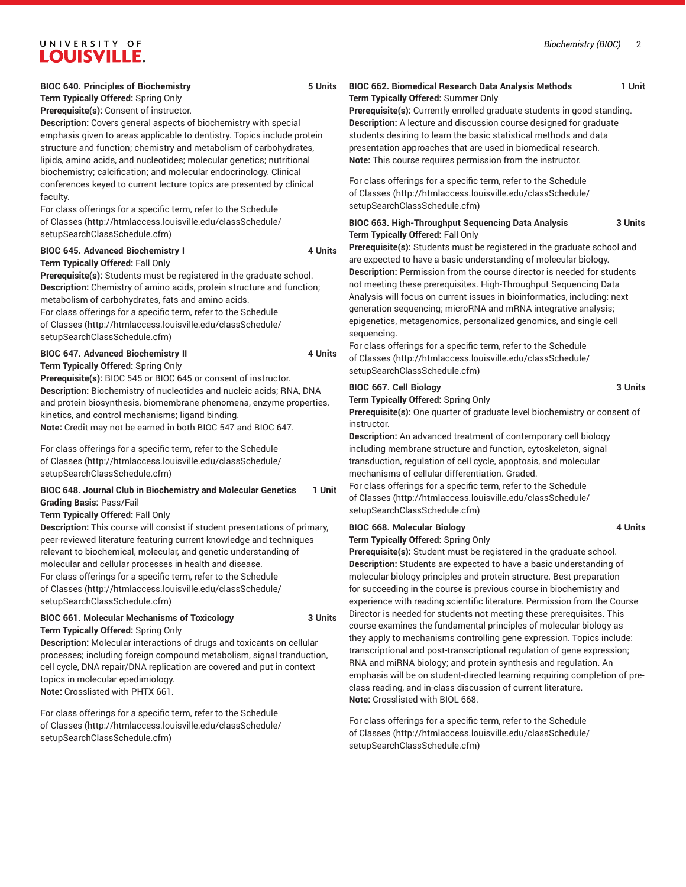**BIOC 640. Principles of Biochemistry 5 Units**
**Term Typically Offered:** Spring Only
**Prerequisite(s):** Consent of instructor.
**Description:** Covers general aspects of biochemistry with special emphasis given to areas applicable to dentistry. Topics include protein structure and function; chemistry and metabolism of carbohydrates, lipids, amino acids, and nucleotides; molecular genetics; nutritional biochemistry; calcification; and molecular endocrinology. Clinical conferences keyed to current lecture topics are presented by clinical faculty.
For class offerings for a specific term, refer to the Schedule of Classes (http://htmlaccess.louisville.edu/classSchedule/setupSearchClassSchedule.cfm)

**BIOC 645. Advanced Biochemistry I 4 Units**
**Term Typically Offered:** Fall Only
**Prerequisite(s):** Students must be registered in the graduate school.
**Description:** Chemistry of amino acids, protein structure and function; metabolism of carbohydrates, fats and amino acids.
For class offerings for a specific term, refer to the Schedule of Classes (http://htmlaccess.louisville.edu/classSchedule/setupSearchClassSchedule.cfm)

**BIOC 647. Advanced Biochemistry II 4 Units**
**Term Typically Offered:** Spring Only
**Prerequisite(s):** BIOC 545 or BIOC 645 or consent of instructor.
**Description:** Biochemistry of nucleotides and nucleic acids; RNA, DNA and protein biosynthesis, biomembrane phenomena, enzyme properties, kinetics, and control mechanisms; ligand binding.
**Note:** Credit may not be earned in both BIOC 547 and BIOC 647.

For class offerings for a specific term, refer to the Schedule of Classes (http://htmlaccess.louisville.edu/classSchedule/setupSearchClassSchedule.cfm)

**BIOC 648. Journal Club in Biochemistry and Molecular Genetics 1 Unit**
**Grading Basis:** Pass/Fail
**Term Typically Offered:** Fall Only
**Description:** This course will consist if student presentations of primary, peer-reviewed literature featuring current knowledge and techniques relevant to biochemical, molecular, and genetic understanding of molecular and cellular processes in health and disease.
For class offerings for a specific term, refer to the Schedule of Classes (http://htmlaccess.louisville.edu/classSchedule/setupSearchClassSchedule.cfm)

**BIOC 661. Molecular Mechanisms of Toxicology 3 Units**
**Term Typically Offered:** Spring Only
**Description:** Molecular interactions of drugs and toxicants on cellular processes; including foreign compound metabolism, signal tranduction, cell cycle, DNA repair/DNA replication are covered and put in context topics in molecular epedimiology.
**Note:** Crosslisted with PHTX 661.

For class offerings for a specific term, refer to the Schedule of Classes (http://htmlaccess.louisville.edu/classSchedule/setupSearchClassSchedule.cfm)

**BIOC 662. Biomedical Research Data Analysis Methods 1 Unit**
**Term Typically Offered:** Summer Only
**Prerequisite(s):** Currently enrolled graduate students in good standing.
**Description:** A lecture and discussion course designed for graduate students desiring to learn the basic statistical methods and data presentation approaches that are used in biomedical research.
**Note:** This course requires permission from the instructor.

For class offerings for a specific term, refer to the Schedule of Classes (http://htmlaccess.louisville.edu/classSchedule/setupSearchClassSchedule.cfm)

**BIOC 663. High-Throughput Sequencing Data Analysis 3 Units**
**Term Typically Offered:** Fall Only
**Prerequisite(s):** Students must be registered in the graduate school and are expected to have a basic understanding of molecular biology.
**Description:** Permission from the course director is needed for students not meeting these prerequisites. High-Throughput Sequencing Data Analysis will focus on current issues in bioinformatics, including: next generation sequencing; microRNA and mRNA integrative analysis; epigenetics, metagenomics, personalized genomics, and single cell sequencing.
For class offerings for a specific term, refer to the Schedule of Classes (http://htmlaccess.louisville.edu/classSchedule/setupSearchClassSchedule.cfm)

**BIOC 667. Cell Biology 3 Units**
**Term Typically Offered:** Spring Only
**Prerequisite(s):** One quarter of graduate level biochemistry or consent of instructor.
**Description:** An advanced treatment of contemporary cell biology including membrane structure and function, cytoskeleton, signal transduction, regulation of cell cycle, apoptosis, and molecular mechanisms of cellular differentiation. Graded.
For class offerings for a specific term, refer to the Schedule of Classes (http://htmlaccess.louisville.edu/classSchedule/setupSearchClassSchedule.cfm)

**BIOC 668. Molecular Biology 4 Units**
**Term Typically Offered:** Spring Only
**Prerequisite(s):** Student must be registered in the graduate school.
**Description:** Students are expected to have a basic understanding of molecular biology principles and protein structure. Best preparation for succeeding in the course is previous course in biochemistry and experience with reading scientific literature. Permission from the Course Director is needed for students not meeting these prerequisites. This course examines the fundamental principles of molecular biology as they apply to mechanisms controlling gene expression. Topics include: transcriptional and post-transcriptional regulation of gene expression; RNA and miRNA biology; and protein synthesis and regulation. An emphasis will be on student-directed learning requiring completion of pre-class reading, and in-class discussion of current literature.
**Note:** Crosslisted with BIOL 668.

For class offerings for a specific term, refer to the Schedule of Classes (http://htmlaccess.louisville.edu/classSchedule/setupSearchClassSchedule.cfm)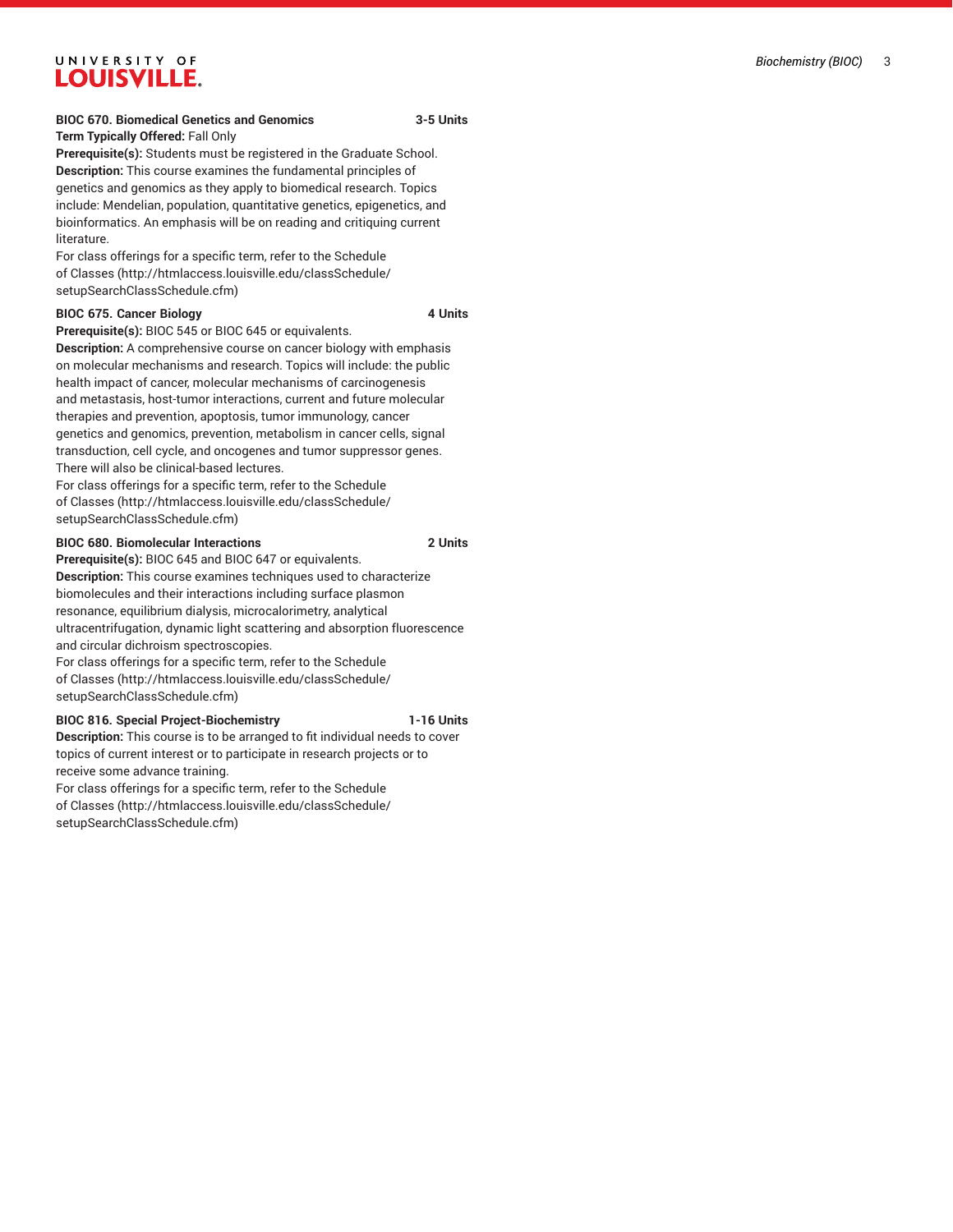**BIOC 670. Biomedical Genetics and Genomics** **3-5 Units**
**Term Typically Offered:** Fall Only
**Prerequisite(s):** Students must be registered in the Graduate School.
**Description:** This course examines the fundamental principles of genetics and genomics as they apply to biomedical research. Topics include: Mendelian, population, quantitative genetics, epigenetics, and bioinformatics. An emphasis will be on reading and critiquing current literature.
For class offerings for a specific term, refer to the Schedule of Classes (http://htmlaccess.louisville.edu/classSchedule/setupSearchClassSchedule.cfm)

**BIOC 675. Cancer Biology** **4 Units**
**Prerequisite(s):** BIOC 545 or BIOC 645 or equivalents.
**Description:** A comprehensive course on cancer biology with emphasis on molecular mechanisms and research. Topics will include: the public health impact of cancer, molecular mechanisms of carcinogenesis and metastasis, host-tumor interactions, current and future molecular therapies and prevention, apoptosis, tumor immunology, cancer genetics and genomics, prevention, metabolism in cancer cells, signal transduction, cell cycle, and oncogenes and tumor suppressor genes. There will also be clinical-based lectures.
For class offerings for a specific term, refer to the Schedule of Classes (http://htmlaccess.louisville.edu/classSchedule/setupSearchClassSchedule.cfm)

**BIOC 680. Biomolecular Interactions** **2 Units**
**Prerequisite(s):** BIOC 645 and BIOC 647 or equivalents.
**Description:** This course examines techniques used to characterize biomolecules and their interactions including surface plasmon resonance, equilibrium dialysis, microcalorimetry, analytical ultracentrifugation, dynamic light scattering and absorption fluorescence and circular dichroism spectroscopies.
For class offerings for a specific term, refer to the Schedule of Classes (http://htmlaccess.louisville.edu/classSchedule/setupSearchClassSchedule.cfm)

**BIOC 816. Special Project-Biochemistry** **1-16 Units**
**Description:** This course is to be arranged to fit individual needs to cover topics of current interest or to participate in research projects or to receive some advance training.
For class offerings for a specific term, refer to the Schedule of Classes (http://htmlaccess.louisville.edu/classSchedule/setupSearchClassSchedule.cfm)